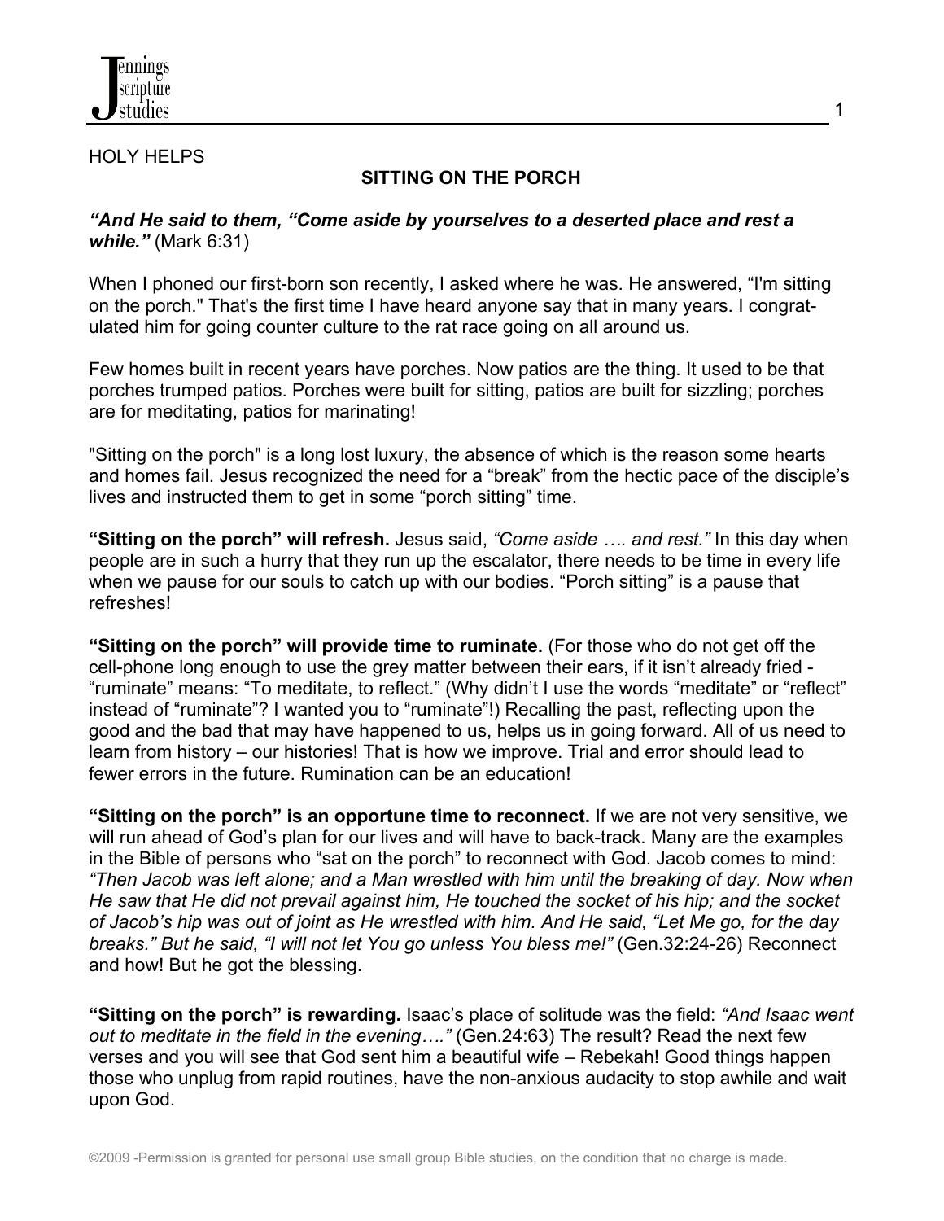HOLY HELPS

## SITTING ON THE PORCH

***"And He said to them, "Come aside by yourselves to a deserted place and rest a while."*** (Mark 6:31)

When I phoned our first-born son recently, I asked where he was. He answered, "I'm sitting on the porch." That's the first time I have heard anyone say that in many years. I congratulated him for going counter culture to the rat race going on all around us.

Few homes built in recent years have porches. Now patios are the thing. It used to be that porches trumped patios. Porches were built for sitting, patios are built for sizzling; porches are for meditating, patios for marinating!

"Sitting on the porch" is a long lost luxury, the absence of which is the reason some hearts and homes fail. Jesus recognized the need for a "break" from the hectic pace of the disciple's lives and instructed them to get in some "porch sitting" time.

**"Sitting on the porch" will refresh.** Jesus said, *"Come aside …. and rest."* In this day when people are in such a hurry that they run up the escalator, there needs to be time in every life when we pause for our souls to catch up with our bodies. "Porch sitting" is a pause that refreshes!

**"Sitting on the porch" will provide time to ruminate.** (For those who do not get off the cell-phone long enough to use the grey matter between their ears, if it isn't already fried - "ruminate" means: "To meditate, to reflect." (Why didn't I use the words "meditate" or "reflect" instead of "ruminate"? I wanted you to "ruminate"!) Recalling the past, reflecting upon the good and the bad that may have happened to us, helps us in going forward. All of us need to learn from history – our histories! That is how we improve. Trial and error should lead to fewer errors in the future. Rumination can be an education!

**"Sitting on the porch" is an opportune time to reconnect.** If we are not very sensitive, we will run ahead of God's plan for our lives and will have to back-track. Many are the examples in the Bible of persons who "sat on the porch" to reconnect with God. Jacob comes to mind: *"Then Jacob was left alone; and a Man wrestled with him until the breaking of day. Now when He saw that He did not prevail against him, He touched the socket of his hip; and the socket of Jacob's hip was out of joint as He wrestled with him. And He said, "Let Me go, for the day breaks." But he said, "I will not let You go unless You bless me!"* (Gen.32:24-26) Reconnect and how! But he got the blessing.

**"Sitting on the porch" is rewarding.** Isaac's place of solitude was the field: *"And Isaac went out to meditate in the field in the evening…."* (Gen.24:63) The result? Read the next few verses and you will see that God sent him a beautiful wife – Rebekah! Good things happen those who unplug from rapid routines, have the non-anxious audacity to stop awhile and wait upon God.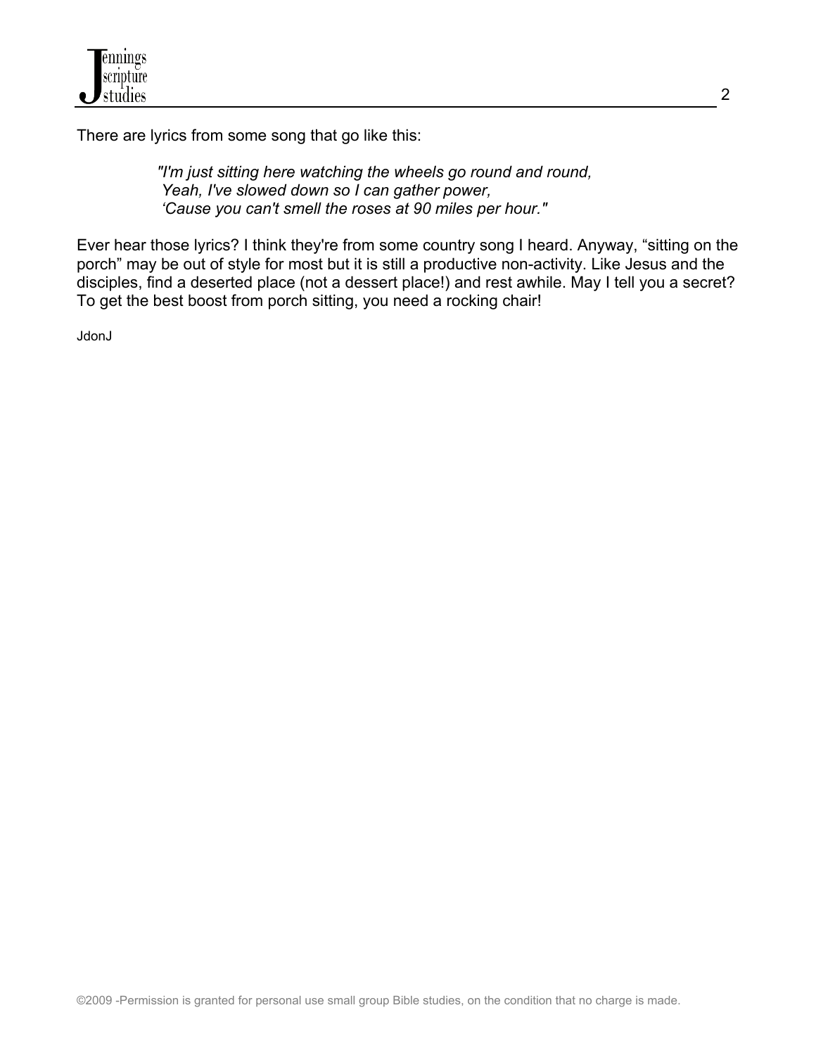There are lyrics from some song that go like this:

> *"I'm just sitting here watching the wheels go round and round,*
> *Yeah, I've slowed down so I can gather power,*
> *'Cause you can't smell the roses at 90 miles per hour."*

Ever hear those lyrics? I think they're from some country song I heard. Anyway, "sitting on the porch" may be out of style for most but it is still a productive non-activity. Like Jesus and the disciples, find a deserted place (not a dessert place!) and rest awhile. May I tell you a secret? To get the best boost from porch sitting, you need a rocking chair!

JdonJ

©2009 -Permission is granted for personal use small group Bible studies, on the condition that no charge is made.